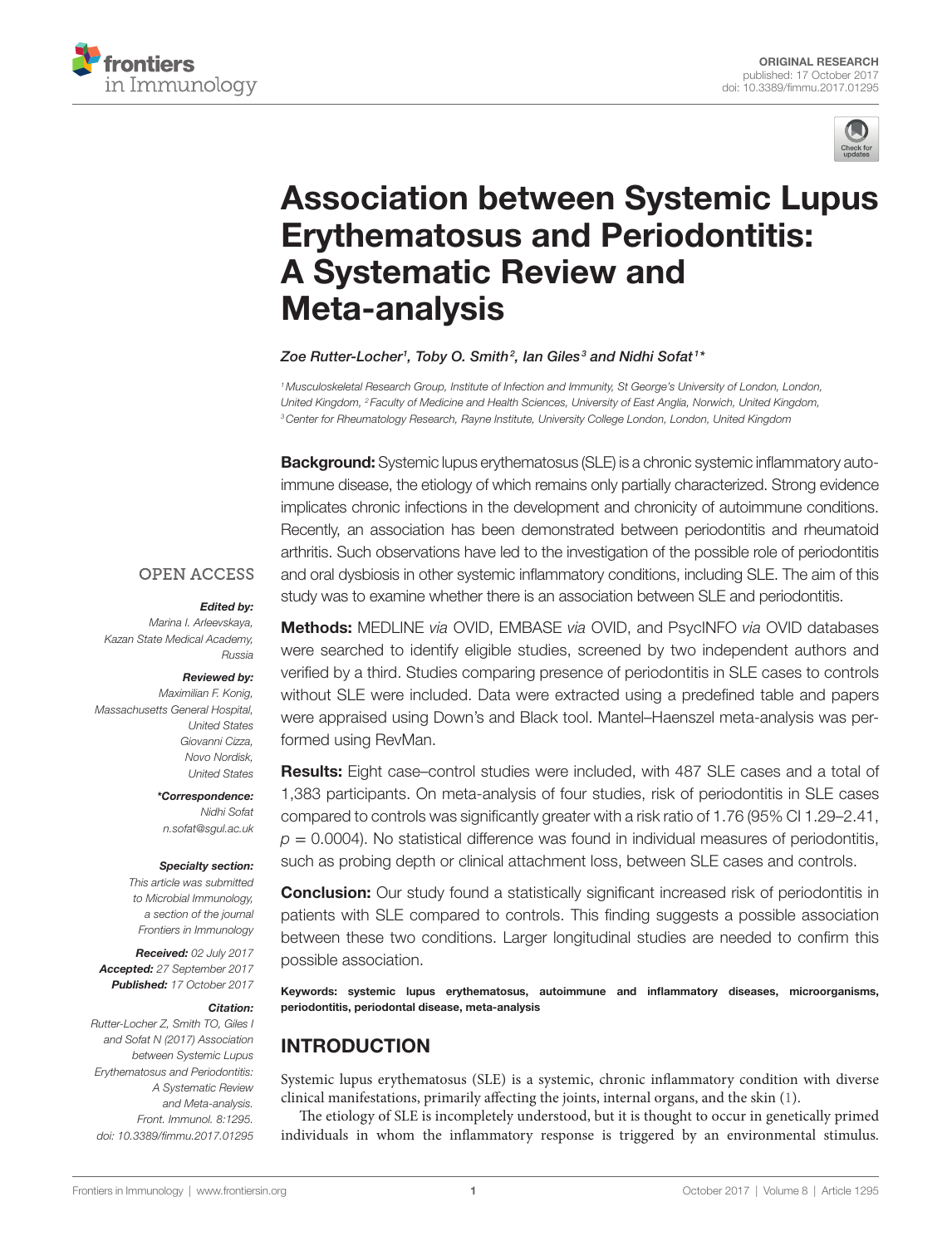ORIGINAL RESEARCH
published: 17 October 2017
doi: 10.3389/fimmu.2017.01295

# Association between Systemic Lupus Erythematosus and Periodontitis: A Systematic Review and Meta-analysis

*Zoe Rutter-Locher[1], Toby O. Smith[2], Ian Giles[3] and Nidhi Sofat[1]**

[1] Musculoskeletal Research Group, Institute of Infection and Immunity, St George's University of London, London, United Kingdom, [2] Faculty of Medicine and Health Sciences, University of East Anglia, Norwich, United Kingdom, [3] Center for Rheumatology Research, Rayne Institute, University College London, London, United Kingdom

OPEN ACCESS

**Edited by:**
*Marina I. Arleevskaya, Kazan State Medical Academy, Russia*

**Reviewed by:**
*Maximilian F. Konig, Massachusetts General Hospital, United States*
*Giovanni Cizza, Novo Nordisk, United States*

***Correspondence:**
*Nidhi Sofat*
*n.sofat@sgul.ac.uk*

**Specialty section:**
*This article was submitted to Microbial Immunology, a section of the journal Frontiers in Immunology*

**Received:** 02 July 2017
**Accepted:** 27 September 2017
**Published:** 17 October 2017

**Citation:**
*Rutter-Locher Z, Smith TO, Giles I and Sofat N (2017) Association between Systemic Lupus Erythematosus and Periodontitis: A Systematic Review and Meta-analysis. Front. Immunol. 8:1295. doi: 10.3389/fimmu.2017.01295*

**Background:** Systemic lupus erythematosus (SLE) is a chronic systemic inflammatory autoimmune disease, the etiology of which remains only partially characterized. Strong evidence implicates chronic infections in the development and chronicity of autoimmune conditions. Recently, an association has been demonstrated between periodontitis and rheumatoid arthritis. Such observations have led to the investigation of the possible role of periodontitis and oral dysbiosis in other systemic inflammatory conditions, including SLE. The aim of this study was to examine whether there is an association between SLE and periodontitis.

**Methods:** MEDLINE *via* OVID, EMBASE *via* OVID, and PsycINFO *via* OVID databases were searched to identify eligible studies, screened by two independent authors and verified by a third. Studies comparing presence of periodontitis in SLE cases to controls without SLE were included. Data were extracted using a predefined table and papers were appraised using Down's and Black tool. Mantel–Haenszel meta-analysis was performed using RevMan.

**Results:** Eight case–control studies were included, with 487 SLE cases and a total of 1,383 participants. On meta-analysis of four studies, risk of periodontitis in SLE cases compared to controls was significantly greater with a risk ratio of 1.76 (95% CI 1.29–2.41, $p = 0.0004$). No statistical difference was found in individual measures of periodontitis, such as probing depth or clinical attachment loss, between SLE cases and controls.

**Conclusion:** Our study found a statistically significant increased risk of periodontitis in patients with SLE compared to controls. This finding suggests a possible association between these two conditions. Larger longitudinal studies are needed to confirm this possible association.

**Keywords: systemic lupus erythematosus, autoimmune and inflammatory diseases, microorganisms, periodontitis, periodontal disease, meta-analysis**

## INTRODUCTION

Systemic lupus erythematosus (SLE) is a systemic, chronic inflammatory condition with diverse clinical manifestations, primarily affecting the joints, internal organs, and the skin (1).

The etiology of SLE is incompletely understood, but it is thought to occur in genetically primed individuals in whom the inflammatory response is triggered by an environmental stimulus.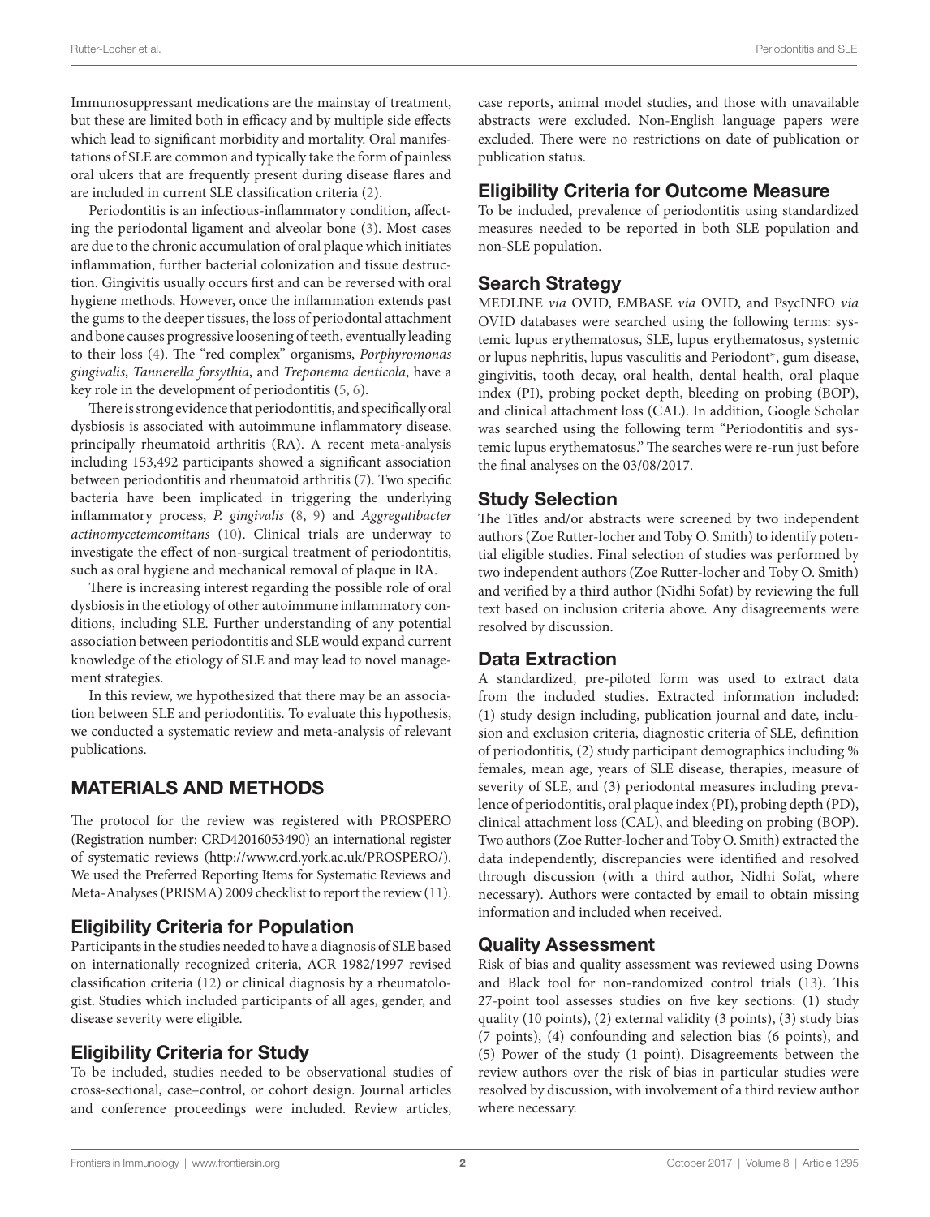Immunosuppressant medications are the mainstay of treatment, but these are limited both in efficacy and by multiple side effects which lead to significant morbidity and mortality. Oral manifestations of SLE are common and typically take the form of painless oral ulcers that are frequently present during disease flares and are included in current SLE classification criteria (2).

Periodontitis is an infectious-inflammatory condition, affecting the periodontal ligament and alveolar bone (3). Most cases are due to the chronic accumulation of oral plaque which initiates inflammation, further bacterial colonization and tissue destruction. Gingivitis usually occurs first and can be reversed with oral hygiene methods. However, once the inflammation extends past the gums to the deeper tissues, the loss of periodontal attachment and bone causes progressive loosening of teeth, eventually leading to their loss (4). The "red complex" organisms, *Porphyromonas gingivalis*, *Tannerella forsythia*, and *Treponema denticola*, have a key role in the development of periodontitis (5, 6).

There is strong evidence that periodontitis, and specifically oral dysbiosis is associated with autoimmune inflammatory disease, principally rheumatoid arthritis (RA). A recent meta-analysis including 153,492 participants showed a significant association between periodontitis and rheumatoid arthritis (7). Two specific bacteria have been implicated in triggering the underlying inflammatory process, *P. gingivalis* (8, 9) and *Aggregatibacter actinomycetemcomitans* (10). Clinical trials are underway to investigate the effect of non-surgical treatment of periodontitis, such as oral hygiene and mechanical removal of plaque in RA.

There is increasing interest regarding the possible role of oral dysbiosis in the etiology of other autoimmune inflammatory conditions, including SLE. Further understanding of any potential association between periodontitis and SLE would expand current knowledge of the etiology of SLE and may lead to novel management strategies.

In this review, we hypothesized that there may be an association between SLE and periodontitis. To evaluate this hypothesis, we conducted a systematic review and meta-analysis of relevant publications.

## MATERIALS AND METHODS

The protocol for the review was registered with PROSPERO (Registration number: CRD42016053490) an international register of systematic reviews (http://www.crd.york.ac.uk/PROSPERO/). We used the Preferred Reporting Items for Systematic Reviews and Meta-Analyses (PRISMA) 2009 checklist to report the review (11).

### Eligibility Criteria for Population

Participants in the studies needed to have a diagnosis of SLE based on internationally recognized criteria, ACR 1982/1997 revised classification criteria (12) or clinical diagnosis by a rheumatologist. Studies which included participants of all ages, gender, and disease severity were eligible.

### Eligibility Criteria for Study

To be included, studies needed to be observational studies of cross-sectional, case–control, or cohort design. Journal articles and conference proceedings were included. Review articles, case reports, animal model studies, and those with unavailable abstracts were excluded. Non-English language papers were excluded. There were no restrictions on date of publication or publication status.

### Eligibility Criteria for Outcome Measure

To be included, prevalence of periodontitis using standardized measures needed to be reported in both SLE population and non-SLE population.

### Search Strategy

MEDLINE *via* OVID, EMBASE *via* OVID, and PsycINFO *via* OVID databases were searched using the following terms: systemic lupus erythematosus, SLE, lupus erythematosus, systemic or lupus nephritis, lupus vasculitis and Periodont*, gum disease, gingivitis, tooth decay, oral health, dental health, oral plaque index (PI), probing pocket depth, bleeding on probing (BOP), and clinical attachment loss (CAL). In addition, Google Scholar was searched using the following term "Periodontitis and systemic lupus erythematosus." The searches were re-run just before the final analyses on the 03/08/2017.

### Study Selection

The Titles and/or abstracts were screened by two independent authors (Zoe Rutter-locher and Toby O. Smith) to identify potential eligible studies. Final selection of studies was performed by two independent authors (Zoe Rutter-locher and Toby O. Smith) and verified by a third author (Nidhi Sofat) by reviewing the full text based on inclusion criteria above. Any disagreements were resolved by discussion.

### Data Extraction

A standardized, pre-piloted form was used to extract data from the included studies. Extracted information included: (1) study design including, publication journal and date, inclusion and exclusion criteria, diagnostic criteria of SLE, definition of periodontitis, (2) study participant demographics including % females, mean age, years of SLE disease, therapies, measure of severity of SLE, and (3) periodontal measures including prevalence of periodontitis, oral plaque index (PI), probing depth (PD), clinical attachment loss (CAL), and bleeding on probing (BOP). Two authors (Zoe Rutter-locher and Toby O. Smith) extracted the data independently, discrepancies were identified and resolved through discussion (with a third author, Nidhi Sofat, where necessary). Authors were contacted by email to obtain missing information and included when received.

### Quality Assessment

Risk of bias and quality assessment was reviewed using Downs and Black tool for non-randomized control trials (13). This 27-point tool assesses studies on five key sections: (1) study quality (10 points), (2) external validity (3 points), (3) study bias (7 points), (4) confounding and selection bias (6 points), and (5) Power of the study (1 point). Disagreements between the review authors over the risk of bias in particular studies were resolved by discussion, with involvement of a third review author where necessary.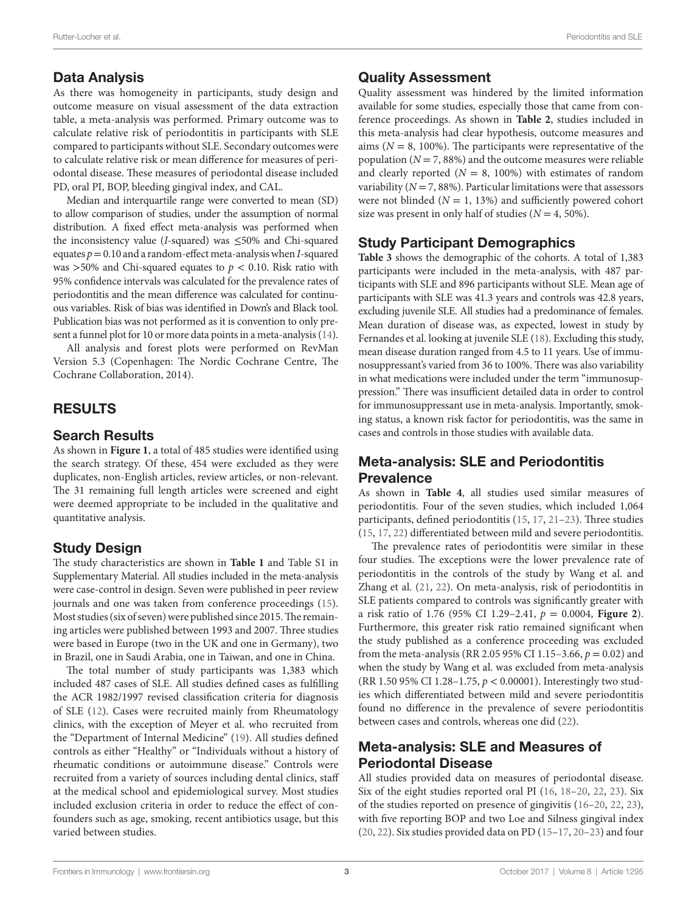## Data Analysis

As there was homogeneity in participants, study design and outcome measure on visual assessment of the data extraction table, a meta-analysis was performed. Primary outcome was to calculate relative risk of periodontitis in participants with SLE compared to participants without SLE. Secondary outcomes were to calculate relative risk or mean difference for measures of periodontal disease. These measures of periodontal disease included PD, oral PI, BOP, bleeding gingival index, and CAL.

Median and interquartile range were converted to mean (SD) to allow comparison of studies, under the assumption of normal distribution. A fixed effect meta-analysis was performed when the inconsistency value (*I*-squared) was ≤50% and Chi-squared equates $p = 0.10$ and a random-effect meta-analysis when *I*-squared was >50% and Chi-squared equates to $p < 0.10$. Risk ratio with 95% confidence intervals was calculated for the prevalence rates of periodontitis and the mean difference was calculated for continuous variables. Risk of bias was identified in Down's and Black tool. Publication bias was not performed as it is convention to only present a funnel plot for 10 or more data points in a meta-analysis (14).

All analysis and forest plots were performed on RevMan Version 5.3 (Copenhagen: The Nordic Cochrane Centre, The Cochrane Collaboration, 2014).

# RESULTS

## Search Results

As shown in **Figure 1**, a total of 485 studies were identified using the search strategy. Of these, 454 were excluded as they were duplicates, non-English articles, review articles, or non-relevant. The 31 remaining full length articles were screened and eight were deemed appropriate to be included in the qualitative and quantitative analysis.

## Study Design

The study characteristics are shown in **Table 1** and Table S1 in Supplementary Material. All studies included in the meta-analysis were case-control in design. Seven were published in peer review journals and one was taken from conference proceedings (15). Most studies (six of seven) were published since 2015. The remaining articles were published between 1993 and 2007. Three studies were based in Europe (two in the UK and one in Germany), two in Brazil, one in Saudi Arabia, one in Taiwan, and one in China.

The total number of study participants was 1,383 which included 487 cases of SLE. All studies defined cases as fulfilling the ACR 1982/1997 revised classification criteria for diagnosis of SLE (12). Cases were recruited mainly from Rheumatology clinics, with the exception of Meyer et al. who recruited from the "Department of Internal Medicine" (19). All studies defined controls as either "Healthy" or "Individuals without a history of rheumatic conditions or autoimmune disease." Controls were recruited from a variety of sources including dental clinics, staff at the medical school and epidemiological survey. Most studies included exclusion criteria in order to reduce the effect of confounders such as age, smoking, recent antibiotics usage, but this varied between studies.

## Quality Assessment

Quality assessment was hindered by the limited information available for some studies, especially those that came from conference proceedings. As shown in **Table 2**, studies included in this meta-analysis had clear hypothesis, outcome measures and aims ($N = 8$, 100%). The participants were representative of the population ($N = 7$, 88%) and the outcome measures were reliable and clearly reported ($N = 8$, 100%) with estimates of random variability ($N = 7$, 88%). Particular limitations were that assessors were not blinded ($N = 1$, 13%) and sufficiently powered cohort size was present in only half of studies ($N = 4$, 50%).

## Study Participant Demographics

**Table 3** shows the demographic of the cohorts. A total of 1,383 participants were included in the meta-analysis, with 487 participants with SLE and 896 participants without SLE. Mean age of participants with SLE was 41.3 years and controls was 42.8 years, excluding juvenile SLE. All studies had a predominance of females. Mean duration of disease was, as expected, lowest in study by Fernandes et al. looking at juvenile SLE (18). Excluding this study, mean disease duration ranged from 4.5 to 11 years. Use of immunosuppressant's varied from 36 to 100%. There was also variability in what medications were included under the term "immunosuppression." There was insufficient detailed data in order to control for immunosuppressant use in meta-analysis. Importantly, smoking status, a known risk factor for periodontitis, was the same in cases and controls in those studies with available data.

## Meta-analysis: SLE and Periodontitis Prevalence

As shown in **Table 4**, all studies used similar measures of periodontitis. Four of the seven studies, which included 1,064 participants, defined periodontitis (15, 17, 21–23). Three studies (15, 17, 22) differentiated between mild and severe periodontitis.

The prevalence rates of periodontitis were similar in these four studies. The exceptions were the lower prevalence rate of periodontitis in the controls of the study by Wang et al. and Zhang et al. (21, 22). On meta-analysis, risk of periodontitis in SLE patients compared to controls was significantly greater with a risk ratio of 1.76 (95% CI 1.29–2.41, $p = 0.0004$, **Figure 2**). Furthermore, this greater risk ratio remained significant when the study published as a conference proceeding was excluded from the meta-analysis (RR 2.05 95% CI 1.15–3.66, $p = 0.02$) and when the study by Wang et al. was excluded from meta-analysis (RR 1.50 95% CI 1.28–1.75, $p < 0.00001$). Interestingly two studies which differentiated between mild and severe periodontitis found no difference in the prevalence of severe periodontitis between cases and controls, whereas one did (22).

## Meta-analysis: SLE and Measures of Periodontal Disease

All studies provided data on measures of periodontal disease. Six of the eight studies reported oral PI (16, 18–20, 22, 23). Six of the studies reported on presence of gingivitis (16–20, 22, 23), with five reporting BOP and two Loe and Silness gingival index (20, 22). Six studies provided data on PD (15–17, 20–23) and four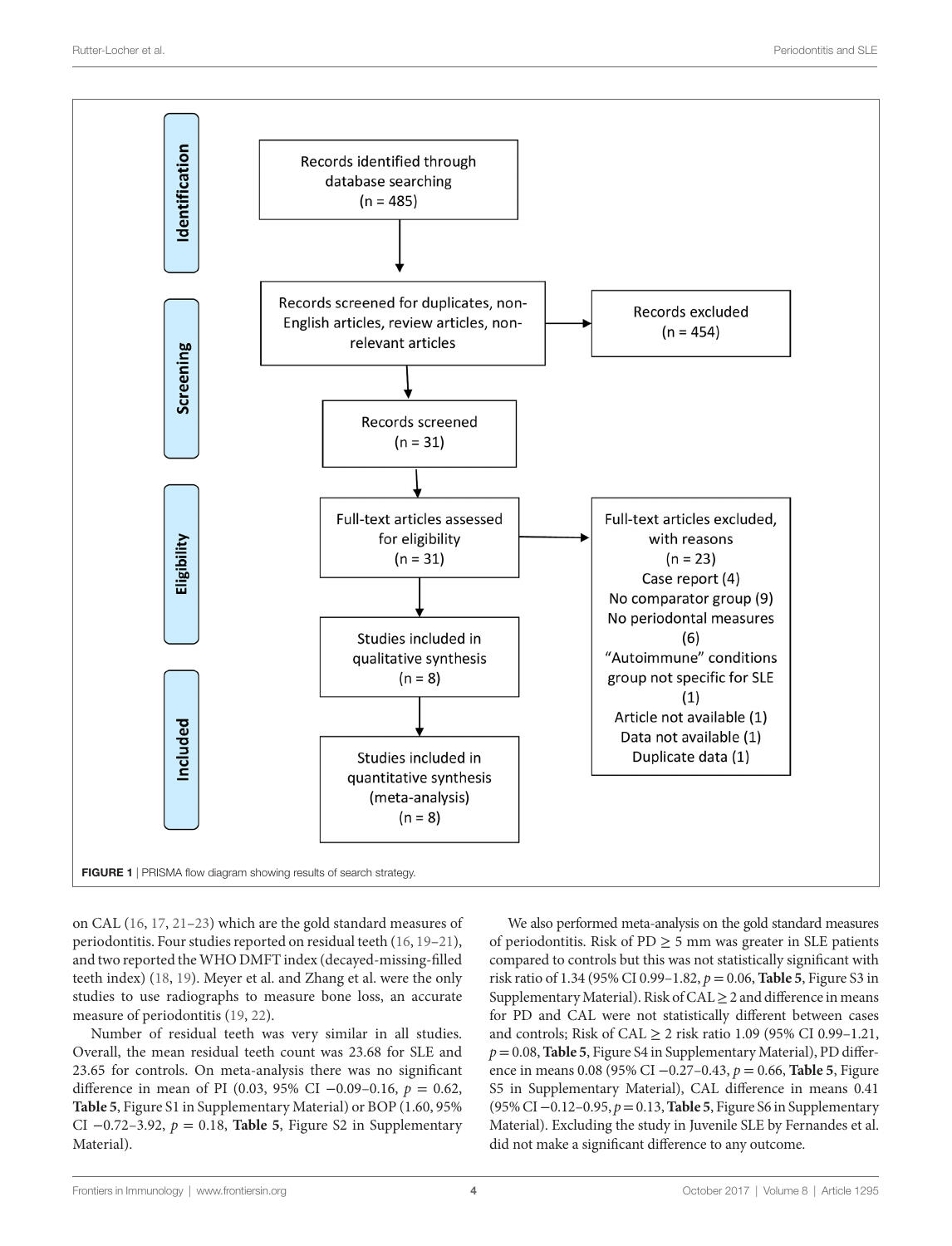Identification

Records identified through database searching (n = 485)

Screening

Records screened for duplicates, non-English articles, review articles, non-relevant articles

Records excluded (n = 454)

Records screened (n = 31)

Eligibility

Full-text articles assessed for eligibility (n = 31)

Full-text articles excluded, with reasons (n = 23)
Case report (4)
No comparator group (9)
No periodontal measures (6)
"Autoimmune" conditions group not specific for SLE (1)
Article not available (1)
Data not available (1)
Duplicate data (1)

Studies included in qualitative synthesis (n = 8)

Included

Studies included in quantitative synthesis (meta-analysis) (n = 8)

**FIGURE 1** | PRISMA flow diagram showing results of search strategy.

on CAL (16, 17, 21–23) which are the gold standard measures of periodontitis. Four studies reported on residual teeth (16, 19–21), and two reported the WHO DMFT index (decayed-missing-filled teeth index) (18, 19). Meyer et al. and Zhang et al. were the only studies to use radiographs to measure bone loss, an accurate measure of periodontitis (19, 22).

Number of residual teeth was very similar in all studies. Overall, the mean residual teeth count was 23.68 for SLE and 23.65 for controls. On meta-analysis there was no significant difference in mean of PI (0.03, 95% CI −0.09–0.16, $p = 0.62$, **Table 5**, Figure S1 in Supplementary Material) or BOP (1.60, 95% CI −0.72–3.92, $p = 0.18$, **Table 5**, Figure S2 in Supplementary Material).

We also performed meta-analysis on the gold standard measures of periodontitis. Risk of PD $\geq$ 5 mm was greater in SLE patients compared to controls but this was not statistically significant with risk ratio of 1.34 (95% CI 0.99–1.82, $p = 0.06$, **Table 5**, Figure S3 in Supplementary Material). Risk of CAL $\geq$ 2 and difference in means for PD and CAL were not statistically different between cases and controls; Risk of CAL $\geq$ 2 risk ratio 1.09 (95% CI 0.99–1.21, $p = 0.08$, **Table 5**, Figure S4 in Supplementary Material), PD difference in means 0.08 (95% CI −0.27–0.43, $p = 0.66$, **Table 5**, Figure S5 in Supplementary Material), CAL difference in means 0.41 (95% CI −0.12–0.95, $p = 0.13$, **Table 5**, Figure S6 in Supplementary Material). Excluding the study in Juvenile SLE by Fernandes et al. did not make a significant difference to any outcome.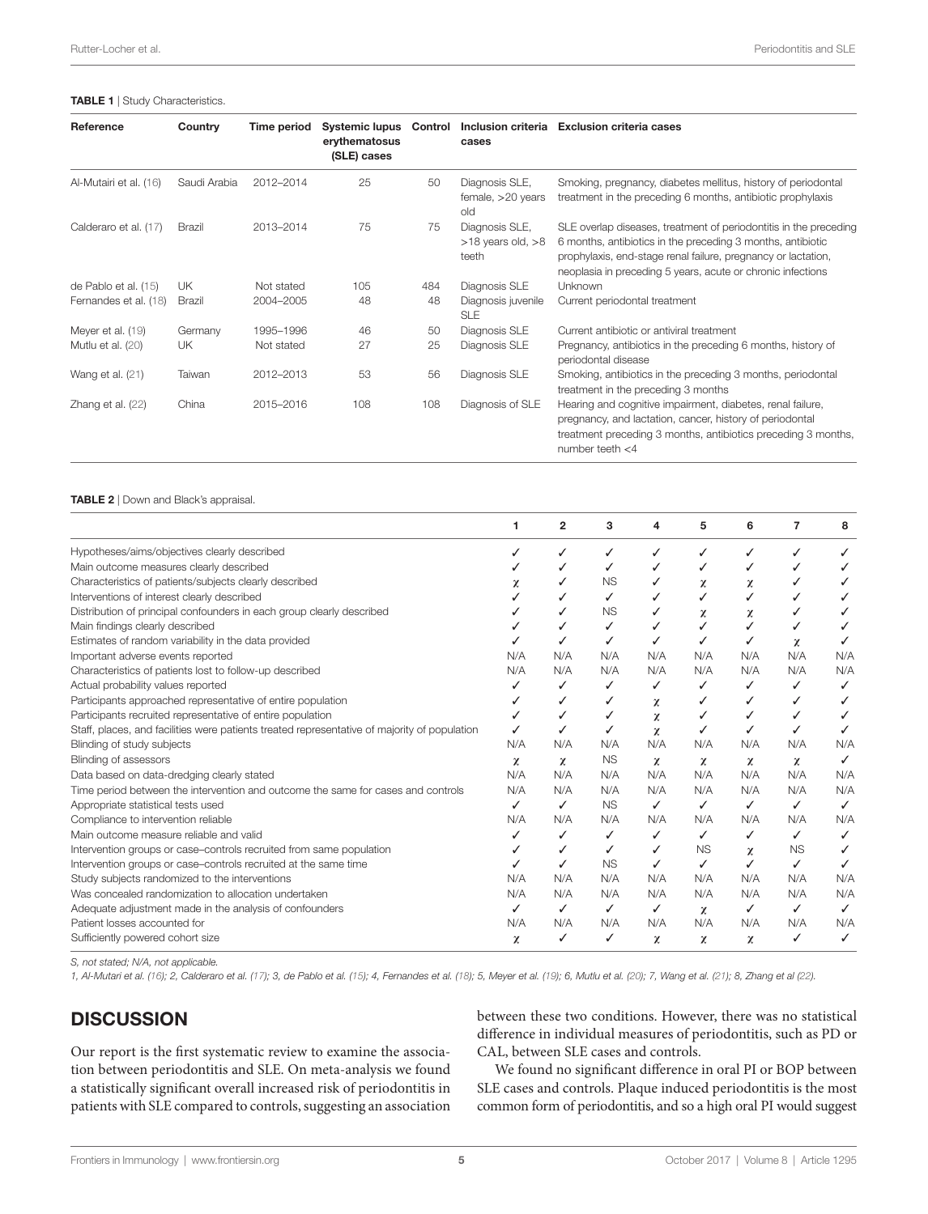**TABLE 1** | Study Characteristics.

| Reference | Country | Time period | Systemic lupus erythematosus (SLE) cases | Control | Inclusion criteria cases | Exclusion criteria cases |
|---|---|---|---|---|---|---|
| Al-Mutairi et al. (16) | Saudi Arabia | 2012–2014 | 25 | 50 | Diagnosis SLE, female, >20 years old | Smoking, pregnancy, diabetes mellitus, history of periodontal treatment in the preceding 6 months, antibiotic prophylaxis |
| Calderaro et al. (17) | Brazil | 2013–2014 | 75 | 75 | Diagnosis SLE, >18 years old, >8 teeth | SLE overlap diseases, treatment of periodontitis in the preceding 6 months, antibiotics in the preceding 3 months, antibiotic prophylaxis, end-stage renal failure, pregnancy or lactation, neoplasia in preceding 5 years, acute or chronic infections |
| de Pablo et al. (15) | UK | Not stated | 105 | 484 | Diagnosis SLE | Unknown |
| Fernandes et al. (18) | Brazil | 2004–2005 | 48 | 48 | Diagnosis juvenile SLE | Current periodontal treatment |
| Meyer et al. (19) | Germany | 1995–1996 | 46 | 50 | Diagnosis SLE | Current antibiotic or antiviral treatment |
| Mutlu et al. (20) | UK | Not stated | 27 | 25 | Diagnosis SLE | Pregnancy, antibiotics in the preceding 6 months, history of periodontal disease |
| Wang et al. (21) | Taiwan | 2012–2013 | 53 | 56 | Diagnosis SLE | Smoking, antibiotics in the preceding 3 months, periodontal treatment in the preceding 3 months |
| Zhang et al. (22) | China | 2015–2016 | 108 | 108 | Diagnosis of SLE | Hearing and cognitive impairment, diabetes, renal failure, pregnancy, and lactation, cancer, history of periodontal treatment preceding 3 months, antibiotics preceding 3 months, number teeth <4 |

**TABLE 2** | Down and Black's appraisal.

| | 1 | 2 | 3 | 4 | 5 | 6 | 7 | 8 |
|---|---|---|---|---|---|---|---|---|
| Hypotheses/aims/objectives clearly described | ✓ | ✓ | ✓ | ✓ | ✓ | ✓ | ✓ | ✓ |
| Main outcome measures clearly described | ✓ | ✓ | ✓ | ✓ | ✓ | ✓ | ✓ | ✓ |
| Characteristics of patients/subjects clearly described | χ | ✓ | NS | ✓ | χ | χ | ✓ | ✓ |
| Interventions of interest clearly described | ✓ | ✓ | ✓ | ✓ | ✓ | ✓ | ✓ | ✓ |
| Distribution of principal confounders in each group clearly described | ✓ | ✓ | NS | ✓ | χ | χ | ✓ | ✓ |
| Main findings clearly described | ✓ | ✓ | ✓ | ✓ | ✓ | ✓ | ✓ | ✓ |
| Estimates of random variability in the data provided | ✓ | ✓ | ✓ | ✓ | ✓ | ✓ | χ | ✓ |
| Important adverse events reported | N/A | N/A | N/A | N/A | N/A | N/A | N/A | N/A |
| Characteristics of patients lost to follow-up described | N/A | N/A | N/A | N/A | N/A | N/A | N/A | N/A |
| Actual probability values reported | ✓ | ✓ | ✓ | ✓ | ✓ | ✓ | ✓ | ✓ |
| Participants approached representative of entire population | ✓ | ✓ | ✓ | χ | ✓ | ✓ | ✓ | ✓ |
| Participants recruited representative of entire population | ✓ | ✓ | ✓ | χ | ✓ | ✓ | ✓ | ✓ |
| Staff, places, and facilities were patients treated representative of majority of population | ✓ | ✓ | ✓ | χ | ✓ | ✓ | ✓ | ✓ |
| Blinding of study subjects | N/A | N/A | N/A | N/A | N/A | N/A | N/A | N/A |
| Blinding of assessors | χ | χ | NS | χ | χ | χ | χ | ✓ |
| Data based on data-dredging clearly stated | N/A | N/A | N/A | N/A | N/A | N/A | N/A | N/A |
| Time period between the intervention and outcome the same for cases and controls | N/A | N/A | N/A | N/A | N/A | N/A | N/A | N/A |
| Appropriate statistical tests used | ✓ | ✓ | NS | ✓ | ✓ | ✓ | ✓ | ✓ |
| Compliance to intervention reliable | N/A | N/A | N/A | N/A | N/A | N/A | N/A | N/A |
| Main outcome measure reliable and valid | ✓ | ✓ | ✓ | ✓ | ✓ | ✓ | ✓ | ✓ |
| Intervention groups or case–controls recruited from same population | ✓ | ✓ | ✓ | ✓ | NS | χ | NS | ✓ |
| Intervention groups or case–controls recruited at the same time | ✓ | ✓ | NS | ✓ | ✓ | ✓ | ✓ | ✓ |
| Study subjects randomized to the interventions | N/A | N/A | N/A | N/A | N/A | N/A | N/A | N/A |
| Was concealed randomization to allocation undertaken | N/A | N/A | N/A | N/A | N/A | N/A | N/A | N/A |
| Adequate adjustment made in the analysis of confounders | ✓ | ✓ | ✓ | ✓ | χ | ✓ | ✓ | ✓ |
| Patient losses accounted for | N/A | N/A | N/A | N/A | N/A | N/A | N/A | N/A |
| Sufficiently powered cohort size | χ | ✓ | ✓ | χ | χ | χ | ✓ | ✓ |

*S, not stated; N/A, not applicable.*

*1, Al-Mutari et al. (16); 2, Calderaro et al. (17); 3, de Pablo et al. (15); 4, Fernandes et al. (18); 5, Meyer et al. (19); 6, Mutlu et al. (20); 7, Wang et al. (21); 8, Zhang et al (22).*

## DISCUSSION

Our report is the first systematic review to examine the association between periodontitis and SLE. On meta-analysis we found a statistically significant overall increased risk of periodontitis in patients with SLE compared to controls, suggesting an association between these two conditions. However, there was no statistical difference in individual measures of periodontitis, such as PD or CAL, between SLE cases and controls.

We found no significant difference in oral PI or BOP between SLE cases and controls. Plaque induced periodontitis is the most common form of periodontitis, and so a high oral PI would suggest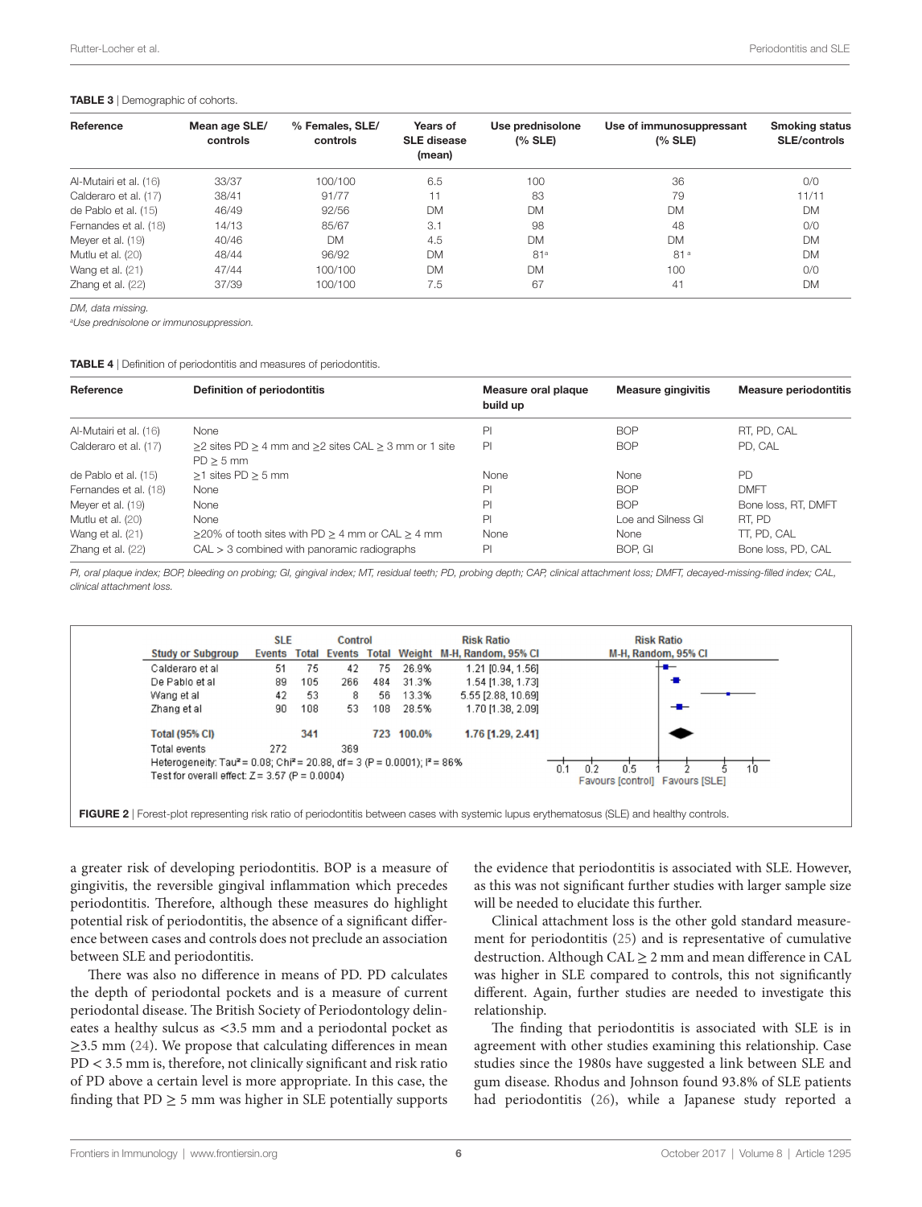**TABLE 3** | Demographic of cohorts.

| Reference | Mean age SLE/ controls | % Females, SLE/ controls | Years of SLE disease (mean) | Use prednisolone (% SLE) | Use of immunosuppressant (% SLE) | Smoking status SLE/controls |
|---|---|---|---|---|---|---|
| Al-Mutairi et al. (16) | 33/37 | 100/100 | 6.5 | 100 | 36 | 0/0 |
| Calderaro et al. (17) | 38/41 | 91/77 | 11 | 83 | 79 | 11/11 |
| de Pablo et al. (15) | 46/49 | 92/56 | DM | DM | DM | DM |
| Fernandes et al. (18) | 14/13 | 85/67 | 3.1 | 98 | 48 | 0/0 |
| Meyer et al. (19) | 40/46 | DM | 4.5 | DM | DM | DM |
| Mutlu et al. (20) | 48/44 | 96/92 | DM | 81[a] | 81[a] | DM |
| Wang et al. (21) | 47/44 | 100/100 | DM | DM | 100 | 0/0 |
| Zhang et al. (22) | 37/39 | 100/100 | 7.5 | 67 | 41 | DM |

*DM, data missing.*
*[a]Use prednisolone or immunosuppression.*

**TABLE 4** | Definition of periodontitis and measures of periodontitis.

| Reference | Definition of periodontitis | Measure oral plaque build up | Measure gingivitis | Measure periodontitis |
|---|---|---|---|---|
| Al-Mutairi et al. (16) | None | PI | BOP | RT, PD, CAL |
| Calderaro et al. (17) | ≥2 sites PD ≥ 4 mm and ≥2 sites CAL ≥ 3 mm or 1 site PD ≥ 5 mm | PI | BOP | PD, CAL |
| de Pablo et al. (15) | ≥1 sites PD ≥ 5 mm | None | None | PD |
| Fernandes et al. (18) | None | PI | BOP | DMFT |
| Meyer et al. (19) | None | PI | BOP | Bone loss, RT, DMFT |
| Mutlu et al. (20) | None | PI | Loe and Silness GI | RT, PD |
| Wang et al. (21) | ≥20% of tooth sites with PD ≥ 4 mm or CAL ≥ 4 mm | None | None | TT, PD, CAL |
| Zhang et al. (22) | CAL > 3 combined with panoramic radiographs | PI | BOP, GI | Bone loss, PD, CAL |

*PI, oral plaque index; BOP, bleeding on probing; GI, gingival index; MT, residual teeth; PD, probing depth; CAP, clinical attachment loss; DMFT, decayed-missing-filled index; CAL, clinical attachment loss.*

| Study or Subgroup | SLE Events | SLE Total | Control Events | Control Total | Weight | Risk Ratio M-H, Random, 95% CI |
|---|---|---|---|---|---|---|
| Calderaro et al | 51 | 75 | 42 | 75 | 26.9% | 1.21 [0.94, 1.56] |
| De Pablo et al | 89 | 105 | 266 | 484 | 31.3% | 1.54 [1.38, 1.73] |
| Wang et al | 42 | 53 | 8 | 56 | 13.3% | 5.55 [2.88, 10.69] |
| Zhang et al | 90 | 108 | 53 | 108 | 28.5% | 1.70 [1.38, 2.09] |
| **Total (95% CI)** | | **341** | | **723** | **100.0%** | **1.76 [1.29, 2.41]** |
| Total events | 272 | | 369 | | | |

Heterogeneity: Tau² = 0.08; Chi² = 20.88, df = 3 (P = 0.0001); I² = 86%
Test for overall effect: Z = 3.57 (P = 0.0004)

Favours [control] Favours [SLE]

**FIGURE 2** | Forest-plot representing risk ratio of periodontitis between cases with systemic lupus erythematosus (SLE) and healthy controls.

a greater risk of developing periodontitis. BOP is a measure of gingivitis, the reversible gingival inflammation which precedes periodontitis. Therefore, although these measures do highlight potential risk of periodontitis, the absence of a significant difference between cases and controls does not preclude an association between SLE and periodontitis.

There was also no difference in means of PD. PD calculates the depth of periodontal pockets and is a measure of current periodontal disease. The British Society of Periodontology delineates a healthy sulcus as <3.5 mm and a periodontal pocket as ≥3.5 mm (24). We propose that calculating differences in mean PD < 3.5 mm is, therefore, not clinically significant and risk ratio of PD above a certain level is more appropriate. In this case, the finding that PD ≥ 5 mm was higher in SLE potentially supports the evidence that periodontitis is associated with SLE. However, as this was not significant further studies with larger sample size will be needed to elucidate this further.

Clinical attachment loss is the other gold standard measurement for periodontitis (25) and is representative of cumulative destruction. Although CAL ≥ 2 mm and mean difference in CAL was higher in SLE compared to controls, this not significantly different. Again, further studies are needed to investigate this relationship.

The finding that periodontitis is associated with SLE is in agreement with other studies examining this relationship. Case studies since the 1980s have suggested a link between SLE and gum disease. Rhodus and Johnson found 93.8% of SLE patients had periodontitis (26), while a Japanese study reported a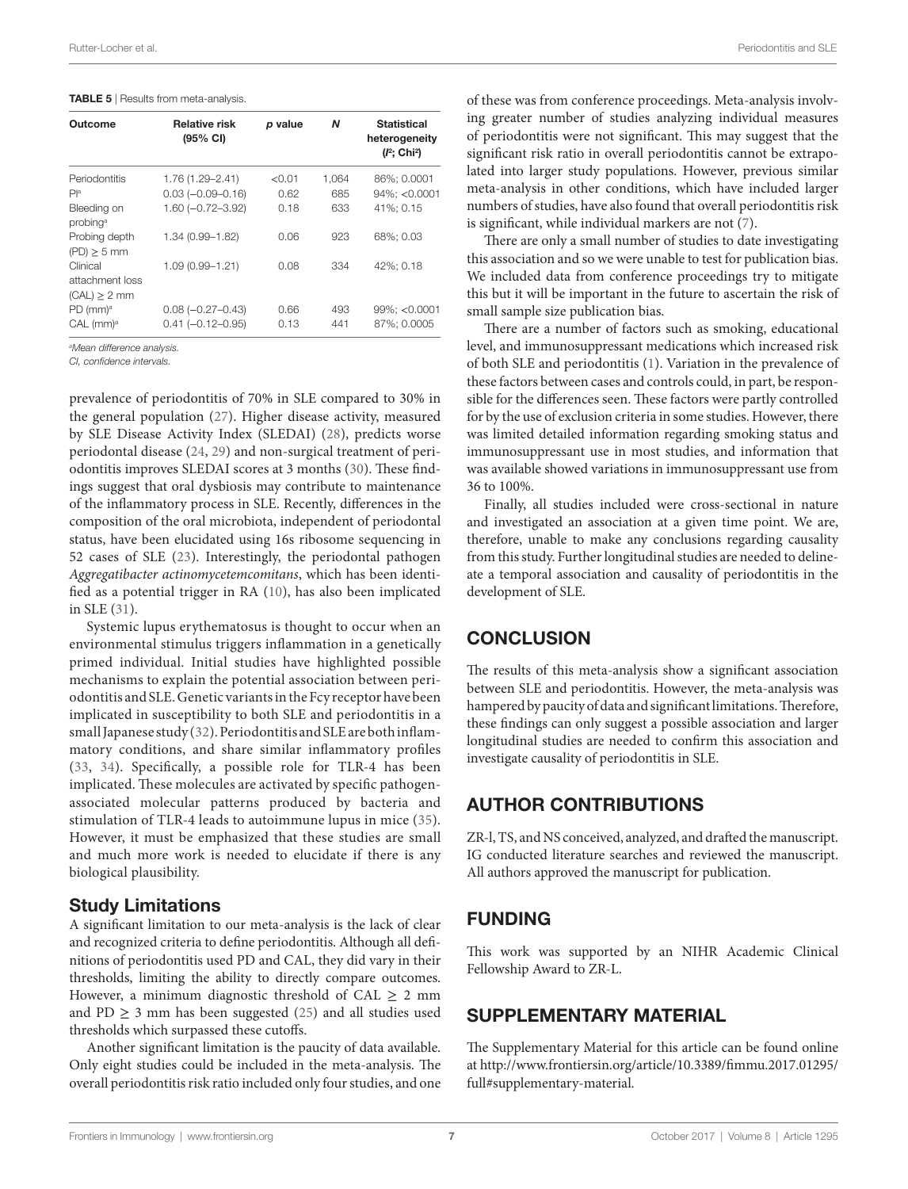**TABLE 5** | Results from meta-analysis.

| Outcome | Relative risk (95% CI) | p value | N | Statistical heterogeneity ($I^2$; Chi$^2$) |
|---|---|---|---|---|
| Periodontitis | 1.76 (1.29–2.41) | <0.01 | 1,064 | 86%; 0.0001 |
| PI[a] | 0.03 (−0.09–0.16) | 0.62 | 685 | 94%; <0.0001 |
| Bleeding on probing[a] | 1.60 (−0.72–3.92) | 0.18 | 633 | 41%; 0.15 |
| Probing depth (PD) ≥ 5 mm | 1.34 (0.99–1.82) | 0.06 | 923 | 68%; 0.03 |
| Clinical attachment loss (CAL) ≥ 2 mm | 1.09 (0.99–1.21) | 0.08 | 334 | 42%; 0.18 |
| PD (mm)[a] | 0.08 (−0.27–0.43) | 0.66 | 493 | 99%; <0.0001 |
| CAL (mm)[a] | 0.41 (−0.12–0.95) | 0.13 | 441 | 87%; 0.0005 |

[a]*Mean difference analysis.*
*CI, confidence intervals.*

prevalence of periodontitis of 70% in SLE compared to 30% in the general population (27). Higher disease activity, measured by SLE Disease Activity Index (SLEDAI) (28), predicts worse periodontal disease (24, 29) and non-surgical treatment of periodontitis improves SLEDAI scores at 3 months (30). These findings suggest that oral dysbiosis may contribute to maintenance of the inflammatory process in SLE. Recently, differences in the composition of the oral microbiota, independent of periodontal status, have been elucidated using 16s ribosome sequencing in 52 cases of SLE (23). Interestingly, the periodontal pathogen *Aggregatibacter actinomycetemcomitans*, which has been identified as a potential trigger in RA (10), has also been implicated in SLE (31).

Systemic lupus erythematosus is thought to occur when an environmental stimulus triggers inflammation in a genetically primed individual. Initial studies have highlighted possible mechanisms to explain the potential association between periodontitis and SLE. Genetic variants in the Fcγ receptor have been implicated in susceptibility to both SLE and periodontitis in a small Japanese study (32). Periodontitis and SLE are both inflammatory conditions, and share similar inflammatory profiles (33, 34). Specifically, a possible role for TLR-4 has been implicated. These molecules are activated by specific pathogen-associated molecular patterns produced by bacteria and stimulation of TLR-4 leads to autoimmune lupus in mice (35). However, it must be emphasized that these studies are small and much more work is needed to elucidate if there is any biological plausibility.

### Study Limitations

A significant limitation to our meta-analysis is the lack of clear and recognized criteria to define periodontitis. Although all definitions of periodontitis used PD and CAL, they did vary in their thresholds, limiting the ability to directly compare outcomes. However, a minimum diagnostic threshold of CAL ≥ 2 mm and PD ≥ 3 mm has been suggested (25) and all studies used thresholds which surpassed these cutoffs.

Another significant limitation is the paucity of data available. Only eight studies could be included in the meta-analysis. The overall periodontitis risk ratio included only four studies, and one of these was from conference proceedings. Meta-analysis involving greater number of studies analyzing individual measures of periodontitis were not significant. This may suggest that the significant risk ratio in overall periodontitis cannot be extrapolated into larger study populations. However, previous similar meta-analysis in other conditions, which have included larger numbers of studies, have also found that overall periodontitis risk is significant, while individual markers are not (7).

There are only a small number of studies to date investigating this association and so we were unable to test for publication bias. We included data from conference proceedings try to mitigate this but it will be important in the future to ascertain the risk of small sample size publication bias.

There are a number of factors such as smoking, educational level, and immunosuppressant medications which increased risk of both SLE and periodontitis (1). Variation in the prevalence of these factors between cases and controls could, in part, be responsible for the differences seen. These factors were partly controlled for by the use of exclusion criteria in some studies. However, there was limited detailed information regarding smoking status and immunosuppressant use in most studies, and information that was available showed variations in immunosuppressant use from 36 to 100%.

Finally, all studies included were cross-sectional in nature and investigated an association at a given time point. We are, therefore, unable to make any conclusions regarding causality from this study. Further longitudinal studies are needed to delineate a temporal association and causality of periodontitis in the development of SLE.

## CONCLUSION

The results of this meta-analysis show a significant association between SLE and periodontitis. However, the meta-analysis was hampered by paucity of data and significant limitations. Therefore, these findings can only suggest a possible association and larger longitudinal studies are needed to confirm this association and investigate causality of periodontitis in SLE.

## AUTHOR CONTRIBUTIONS

ZR-l, TS, and NS conceived, analyzed, and drafted the manuscript. IG conducted literature searches and reviewed the manuscript. All authors approved the manuscript for publication.

## FUNDING

This work was supported by an NIHR Academic Clinical Fellowship Award to ZR-L.

## SUPPLEMENTARY MATERIAL

The Supplementary Material for this article can be found online at http://www.frontiersin.org/article/10.3389/fimmu.2017.01295/full#supplementary-material.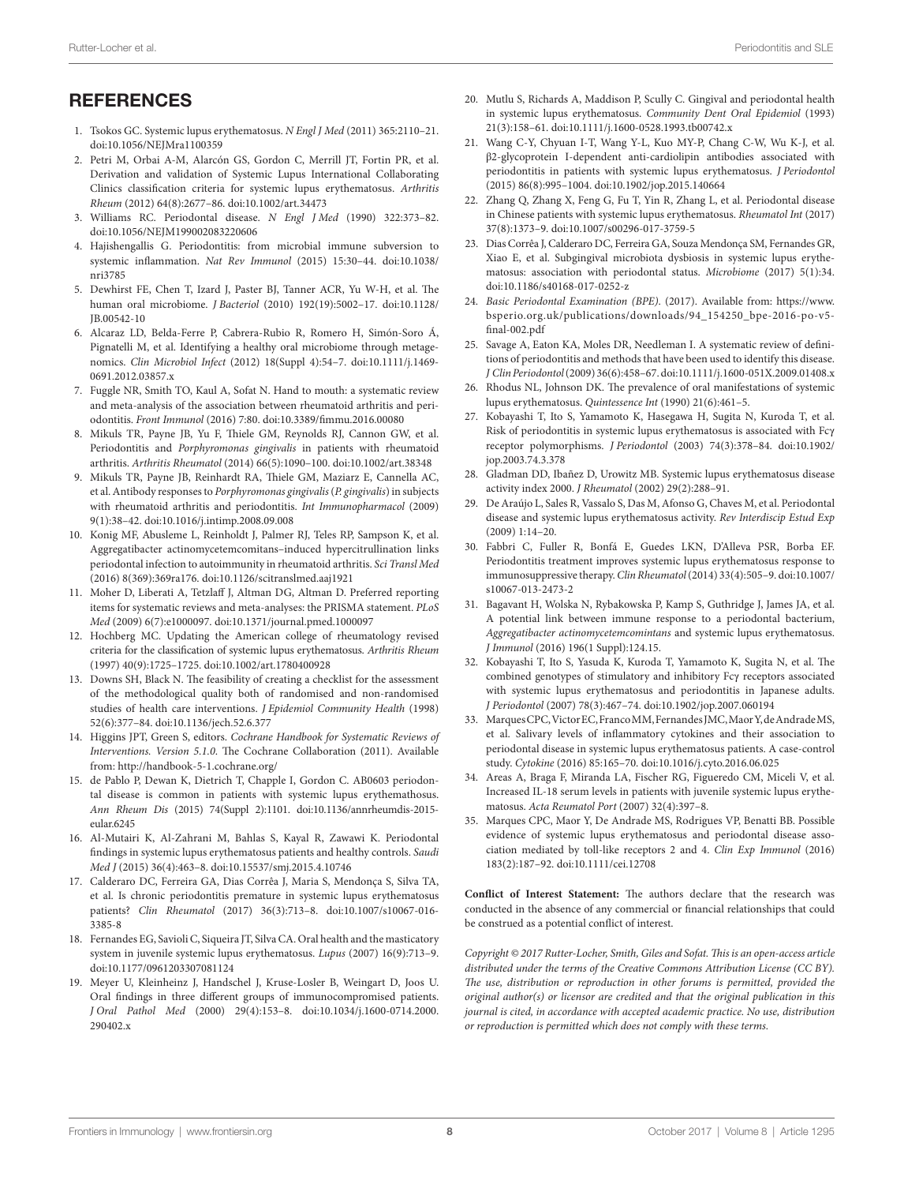## REFERENCES

1. Tsokos GC. Systemic lupus erythematosus. *N Engl J Med* (2011) 365:2110–21. doi:10.1056/NEJMra1100359
2. Petri M, Orbai A-M, Alarcón GS, Gordon C, Merrill JT, Fortin PR, et al. Derivation and validation of Systemic Lupus International Collaborating Clinics classification criteria for systemic lupus erythematosus. *Arthritis Rheum* (2012) 64(8):2677–86. doi:10.1002/art.34473
3. Williams RC. Periodontal disease. *N Engl J Med* (1990) 322:373–82. doi:10.1056/NEJM199002083220606
4. Hajishengallis G. Periodontitis: from microbial immune subversion to systemic inflammation. *Nat Rev Immunol* (2015) 15:30–44. doi:10.1038/nri3785
5. Dewhirst FE, Chen T, Izard J, Paster BJ, Tanner ACR, Yu W-H, et al. The human oral microbiome. *J Bacteriol* (2010) 192(19):5002–17. doi:10.1128/JB.00542-10
6. Alcaraz LD, Belda-Ferre P, Cabrera-Rubio R, Romero H, Simón-Soro Á, Pignatelli M, et al. Identifying a healthy oral microbiome through metagenomics. *Clin Microbiol Infect* (2012) 18(Suppl 4):54–7. doi:10.1111/j.1469-0691.2012.03857.x
7. Fuggle NR, Smith TO, Kaul A, Sofat N. Hand to mouth: a systematic review and meta-analysis of the association between rheumatoid arthritis and periodontitis. *Front Immunol* (2016) 7:80. doi:10.3389/fimmu.2016.00080
8. Mikuls TR, Payne JB, Yu F, Thiele GM, Reynolds RJ, Cannon GW, et al. Periodontitis and *Porphyromonas gingivalis* in patients with rheumatoid arthritis. *Arthritis Rheumatol* (2014) 66(5):1090–100. doi:10.1002/art.38348
9. Mikuls TR, Payne JB, Reinhardt RA, Thiele GM, Maziarz E, Cannella AC, et al. Antibody responses to *Porphyromonas gingivalis* (*P. gingivalis*) in subjects with rheumatoid arthritis and periodontitis. *Int Immunopharmacol* (2009) 9(1):38–42. doi:10.1016/j.intimp.2008.09.008
10. Konig MF, Abusleme L, Reinholdt J, Palmer RJ, Teles RP, Sampson K, et al. Aggregatibacter actinomycetemcomitans–induced hypercitrullination links periodontal infection to autoimmunity in rheumatoid arthritis. *Sci Transl Med* (2016) 8(369):369ra176. doi:10.1126/scitranslmed.aaj1921
11. Moher D, Liberati A, Tetzlaff J, Altman DG, Altman D. Preferred reporting items for systematic reviews and meta-analyses: the PRISMA statement. *PLoS Med* (2009) 6(7):e1000097. doi:10.1371/journal.pmed.1000097
12. Hochberg MC. Updating the American college of rheumatology revised criteria for the classification of systemic lupus erythematosus. *Arthritis Rheum* (1997) 40(9):1725–1725. doi:10.1002/art.1780400928
13. Downs SH, Black N. The feasibility of creating a checklist for the assessment of the methodological quality both of randomised and non-randomised studies of health care interventions. *J Epidemiol Community Health* (1998) 52(6):377–84. doi:10.1136/jech.52.6.377
14. Higgins JPT, Green S, editors. *Cochrane Handbook for Systematic Reviews of Interventions. Version 5.1.0*. The Cochrane Collaboration (2011). Available from: http://handbook-5-1.cochrane.org/
15. de Pablo P, Dewan K, Dietrich T, Chapple I, Gordon C. AB0603 periodontal disease is common in patients with systemic lupus erythemathosus. *Ann Rheum Dis* (2015) 74(Suppl 2):1101. doi:10.1136/annrheumdis-2015-eular.6245
16. Al-Mutairi K, Al-Zahrani M, Bahlas S, Kayal R, Zawawi K. Periodontal findings in systemic lupus erythematosus patients and healthy controls. *Saudi Med J* (2015) 36(4):463–8. doi:10.15537/smj.2015.4.10746
17. Calderaro DC, Ferreira GA, Dias Corrêa J, Maria S, Mendonça S, Silva TA, et al. Is chronic periodontitis premature in systemic lupus erythematosus patients? *Clin Rheumatol* (2017) 36(3):713–8. doi:10.1007/s10067-016-3385-8
18. Fernandes EG, Savioli C, Siqueira JT, Silva CA. Oral health and the masticatory system in juvenile systemic lupus erythematosus. *Lupus* (2007) 16(9):713–9. doi:10.1177/0961203307081124
19. Meyer U, Kleinheinz J, Handschel J, Kruse-Losler B, Weingart D, Joos U. Oral findings in three different groups of immunocompromised patients. *J Oral Pathol Med* (2000) 29(4):153–8. doi:10.1034/j.1600-0714.2000.290402.x
20. Mutlu S, Richards A, Maddison P, Scully C. Gingival and periodontal health in systemic lupus erythematosus. *Community Dent Oral Epidemiol* (1993) 21(3):158–61. doi:10.1111/j.1600-0528.1993.tb00742.x
21. Wang C-Y, Chyuan I-T, Wang Y-L, Kuo MY-P, Chang C-W, Wu K-J, et al. β2-glycoprotein I-dependent anti-cardiolipin antibodies associated with periodontitis in patients with systemic lupus erythematosus. *J Periodontol* (2015) 86(8):995–1004. doi:10.1902/jop.2015.140664
22. Zhang Q, Zhang X, Feng G, Fu T, Yin R, Zhang L, et al. Periodontal disease in Chinese patients with systemic lupus erythematosus. *Rheumatol Int* (2017) 37(8):1373–9. doi:10.1007/s00296-017-3759-5
23. Dias Corrêa J, Calderaro DC, Ferreira GA, Souza Mendonça SM, Fernandes GR, Xiao E, et al. Subgingival microbiota dysbiosis in systemic lupus erythematosus: association with periodontal status. *Microbiome* (2017) 5(1):34. doi:10.1186/s40168-017-0252-z
24. *Basic Periodontal Examination (BPE)*. (2017). Available from: https://www.bsperio.org.uk/publications/downloads/94_154250_bpe-2016-po-v5-final-002.pdf
25. Savage A, Eaton KA, Moles DR, Needleman I. A systematic review of definitions of periodontitis and methods that have been used to identify this disease. *J Clin Periodontol* (2009) 36(6):458–67. doi:10.1111/j.1600-051X.2009.01408.x
26. Rhodus NL, Johnson DK. The prevalence of oral manifestations of systemic lupus erythematosus. *Quintessence Int* (1990) 21(6):461–5.
27. Kobayashi T, Ito S, Yamamoto K, Hasegawa H, Sugita N, Kuroda T, et al. Risk of periodontitis in systemic lupus erythematosus is associated with Fcγ receptor polymorphisms. *J Periodontol* (2003) 74(3):378–84. doi:10.1902/jop.2003.74.3.378
28. Gladman DD, Ibañez D, Urowitz MB. Systemic lupus erythematosus disease activity index 2000. *J Rheumatol* (2002) 29(2):288–91.
29. De Araújo L, Sales R, Vassalo S, Das M, Afonso G, Chaves M, et al. Periodontal disease and systemic lupus erythematosus activity. *Rev Interdiscip Estud Exp* (2009) 1:14–20.
30. Fabbri C, Fuller R, Bonfá E, Guedes LKN, D'Alleva PSR, Borba EF. Periodontitis treatment improves systemic lupus erythematosus response to immunosuppressive therapy. *Clin Rheumatol* (2014) 33(4):505–9. doi:10.1007/s10067-013-2473-2
31. Bagavant H, Wolska N, Rybakowska P, Kamp S, Guthridge J, James JA, et al. A potential link between immune response to a periodontal bacterium, *Aggregatibacter actinomycetemcomitans* and systemic lupus erythematosus. *J Immunol* (2016) 196(1 Suppl):124.15.
32. Kobayashi T, Ito S, Yasuda K, Kuroda T, Yamamoto K, Sugita N, et al. The combined genotypes of stimulatory and inhibitory Fcγ receptors associated with systemic lupus erythematosus and periodontitis in Japanese adults. *J Periodontol* (2007) 78(3):467–74. doi:10.1902/jop.2007.060194
33. Marques CPC, Victor EC, Franco MM, Fernandes JMC, Maor Y, de Andrade MS, et al. Salivary levels of inflammatory cytokines and their association to periodontal disease in systemic lupus erythematosus patients. A case-control study. *Cytokine* (2016) 85:165–70. doi:10.1016/j.cyto.2016.06.025
34. Areas A, Braga F, Miranda LA, Fischer RG, Figueredo CM, Miceli V, et al. Increased IL-18 serum levels in patients with juvenile systemic lupus erythematosus. *Acta Reumatol Port* (2007) 32(4):397–8.
35. Marques CPC, Maor Y, De Andrade MS, Rodrigues VP, Benatti BB. Possible evidence of systemic lupus erythematosus and periodontal disease association mediated by toll-like receptors 2 and 4. *Clin Exp Immunol* (2016) 183(2):187–92. doi:10.1111/cei.12708

**Conflict of Interest Statement:** The authors declare that the research was conducted in the absence of any commercial or financial relationships that could be construed as a potential conflict of interest.

*Copyright © 2017 Rutter-Locher, Smith, Giles and Sofat. This is an open-access article distributed under the terms of the Creative Commons Attribution License (CC BY). The use, distribution or reproduction in other forums is permitted, provided the original author(s) or licensor are credited and that the original publication in this journal is cited, in accordance with accepted academic practice. No use, distribution or reproduction is permitted which does not comply with these terms.*